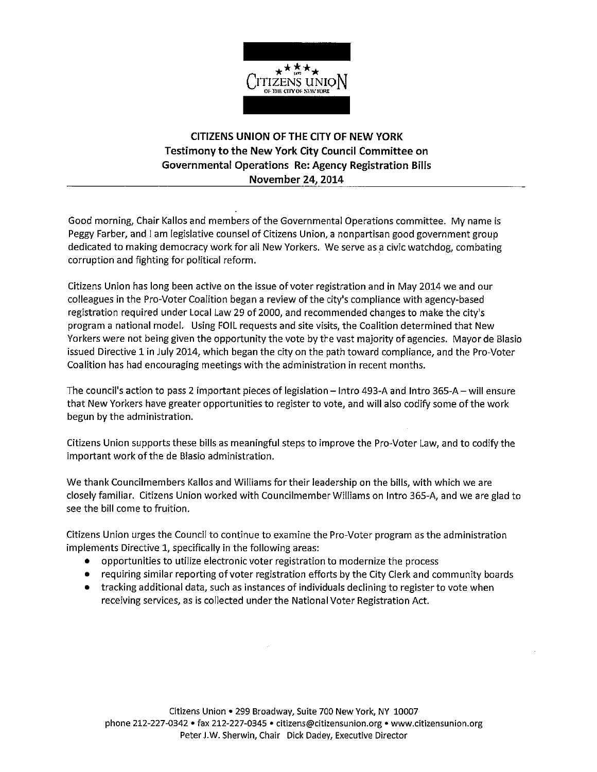# CITIZENS UNION OF THE CITY OF NEW YORK

## Testimony to the New York City Council Committee on Governmental Operations Re: Agency Registration Bills

## November 24, 2014

Good morning, Chair Kallos and members of the Governmental Operations committee. My name is Peggy Farber, and I am legislative counsel of Citizens Union, a nonpartisan good government group dedicated to making democracy work for all New Yorkers. We serve as a civic watchdog, combating corruption and fighting for political reform.

Citizens Union has long been active on the issue of voter registration and in May 2014 we and our colleagues in the Pro-Voter Coalition began a review of the city's compliance with agency-based registration required under Local Law 29 of 2000, and recommended changes to make the city's program a national model. Using FOIL requests and site visits, the Coalition determined that New Yorkers were not being given the opportunity the vote by the vast majority of agencies. Mayor de Blasio issued Directive 1 in July 2014, which began the city on the path toward compliance, and the Pro-Voter Coalition has had encouraging meetings with the administration in recent months.

The council's action to pass 2 important pieces of legislation – Intro 493-A and Intro 365-A – will ensure that New Yorkers have greater opportunities to register to vote, and will also codify some of the work begun by the administration.

Citizens Union supports these bills as meaningful steps to improve the Pro-Voter Law, and to codify the important work of the de Blasio administration.

We thank Councilmembers Kallos and Williams for their leadership on the bills, with which we are closely familiar. Citizens Union worked with Councilmember Williams on Intro 365-A, and we are glad to see the bill come to fruition.

Citizens Union urges the Council to continue to examine the Pro-Voter program as the administration implements Directive 1, specifically in the following areas:

- opportunities to utilize electronic voter registration to modernize the process
- requiring similar reporting of voter registration efforts by the City Clerk and community boards
- tracking additional data, such as instances of individuals declining to register to vote when receiving services, as is collected under the National Voter Registration Act.

Citizens Union • 299 Broadway, Suite 700 New York, NY 10007
phone 212-227-0342 • fax 212-227-0345 • citizens@citizensunion.org • www.citizensunion.org
Peter J.W. Sherwin, Chair Dick Dadey, Executive Director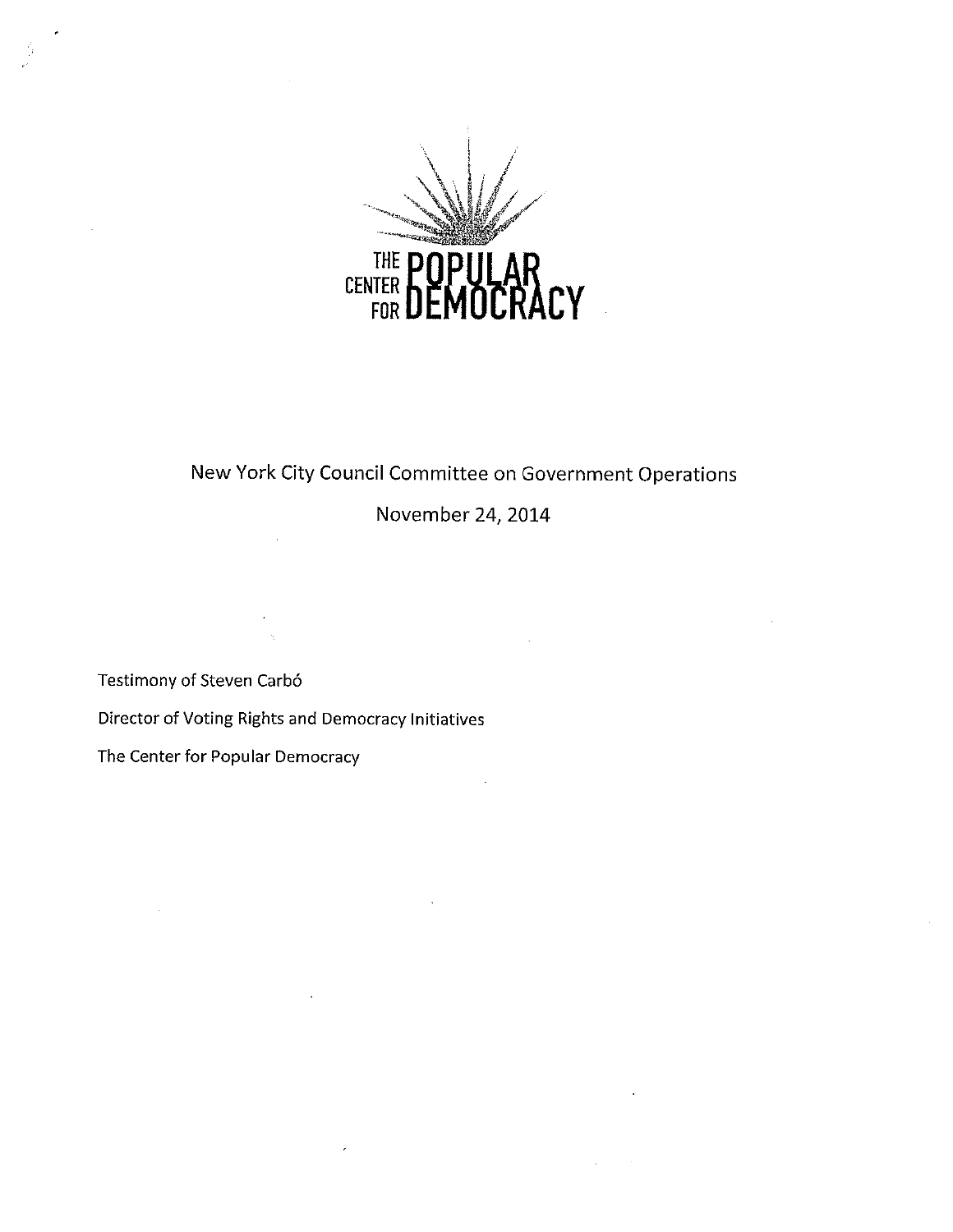THE CENTER FOR POPULAR DEMOCRACY

New York City Council Committee on Government Operations

November 24, 2014

Testimony of Steven Carbó

Director of Voting Rights and Democracy Initiatives

The Center for Popular Democracy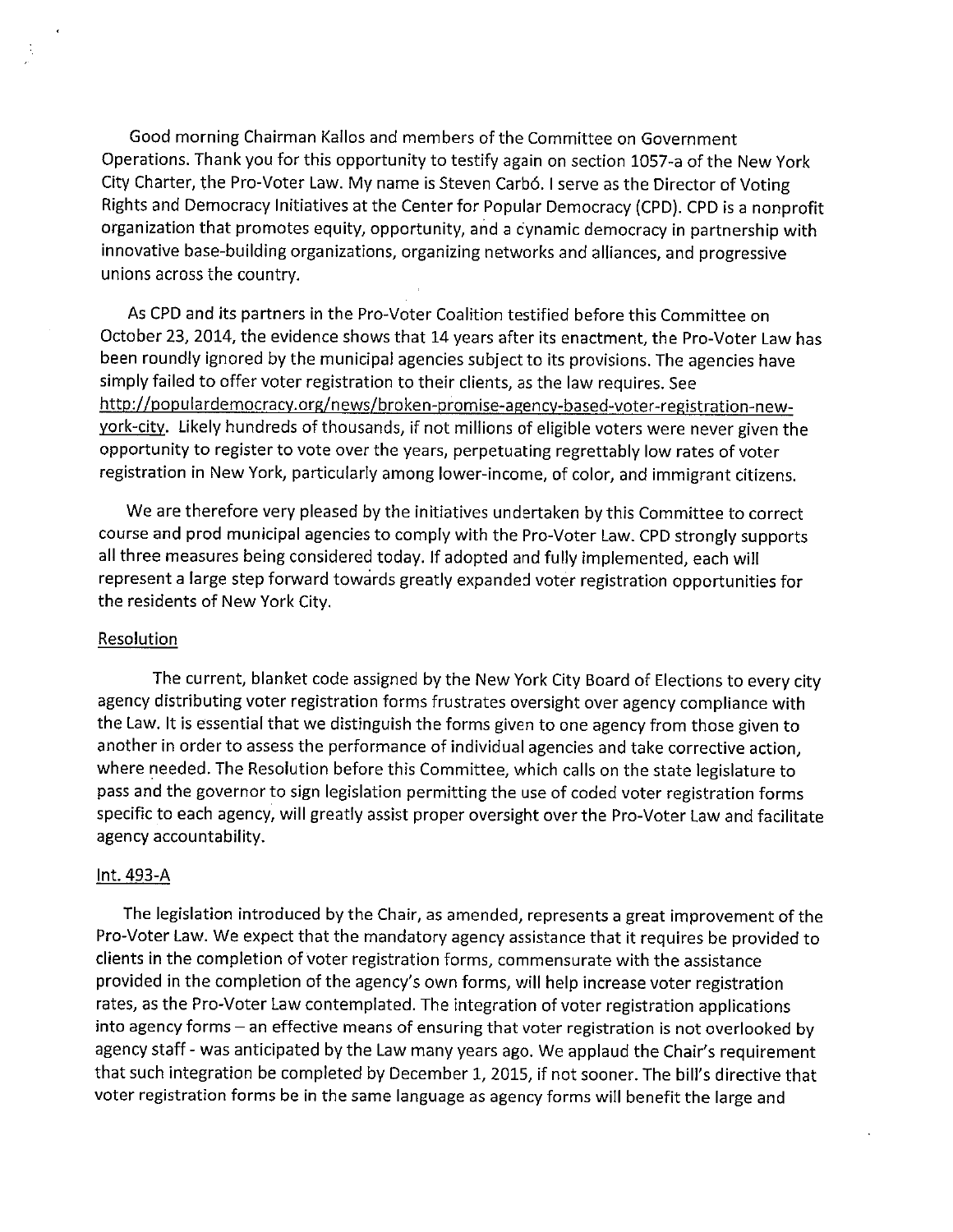Good morning Chairman Kallos and members of the Committee on Government Operations. Thank you for this opportunity to testify again on section 1057-a of the New York City Charter, the Pro-Voter Law. My name is Steven Carbó. I serve as the Director of Voting Rights and Democracy Initiatives at the Center for Popular Democracy (CPD). CPD is a nonprofit organization that promotes equity, opportunity, and a dynamic democracy in partnership with innovative base-building organizations, organizing networks and alliances, and progressive unions across the country.

As CPD and its partners in the Pro-Voter Coalition testified before this Committee on October 23, 2014, the evidence shows that 14 years after its enactment, the Pro-Voter Law has been roundly ignored by the municipal agencies subject to its provisions. The agencies have simply failed to offer voter registration to their clients, as the law requires. See http://populardemocracy.org/news/broken-promise-agency-based-voter-registration-new-york-city. Likely hundreds of thousands, if not millions of eligible voters were never given the opportunity to register to vote over the years, perpetuating regrettably low rates of voter registration in New York, particularly among lower-income, of color, and immigrant citizens.

We are therefore very pleased by the initiatives undertaken by this Committee to correct course and prod municipal agencies to comply with the Pro-Voter Law. CPD strongly supports all three measures being considered today. If adopted and fully implemented, each will represent a large step forward towards greatly expanded voter registration opportunities for the residents of New York City.

## Resolution

The current, blanket code assigned by the New York City Board of Elections to every city agency distributing voter registration forms frustrates oversight over agency compliance with the Law. It is essential that we distinguish the forms given to one agency from those given to another in order to assess the performance of individual agencies and take corrective action, where needed. The Resolution before this Committee, which calls on the state legislature to pass and the governor to sign legislation permitting the use of coded voter registration forms specific to each agency, will greatly assist proper oversight over the Pro-Voter Law and facilitate agency accountability.

## Int. 493-A

The legislation introduced by the Chair, as amended, represents a great improvement of the Pro-Voter Law. We expect that the mandatory agency assistance that it requires be provided to clients in the completion of voter registration forms, commensurate with the assistance provided in the completion of the agency's own forms, will help increase voter registration rates, as the Pro-Voter Law contemplated. The integration of voter registration applications into agency forms – an effective means of ensuring that voter registration is not overlooked by agency staff - was anticipated by the Law many years ago. We applaud the Chair's requirement that such integration be completed by December 1, 2015, if not sooner. The bill's directive that voter registration forms be in the same language as agency forms will benefit the large and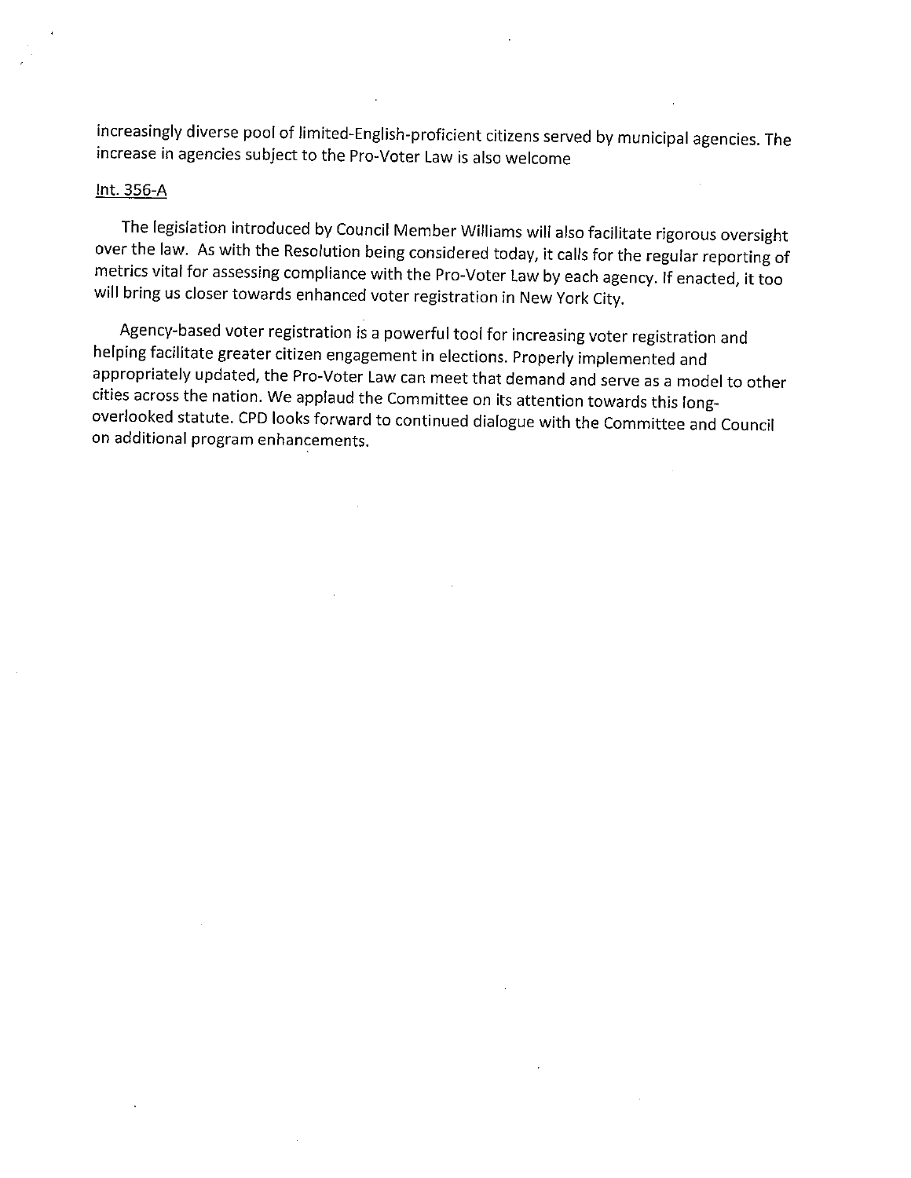increasingly diverse pool of limited-English-proficient citizens served by municipal agencies. The increase in agencies subject to the Pro-Voter Law is also welcome

Int. 356-A

The legislation introduced by Council Member Williams will also facilitate rigorous oversight over the law. As with the Resolution being considered today, it calls for the regular reporting of metrics vital for assessing compliance with the Pro-Voter Law by each agency. If enacted, it too will bring us closer towards enhanced voter registration in New York City.

Agency-based voter registration is a powerful tool for increasing voter registration and helping facilitate greater citizen engagement in elections. Properly implemented and appropriately updated, the Pro-Voter Law can meet that demand and serve as a model to other cities across the nation. We applaud the Committee on its attention towards this long-overlooked statute. CPD looks forward to continued dialogue with the Committee and Council on additional program enhancements.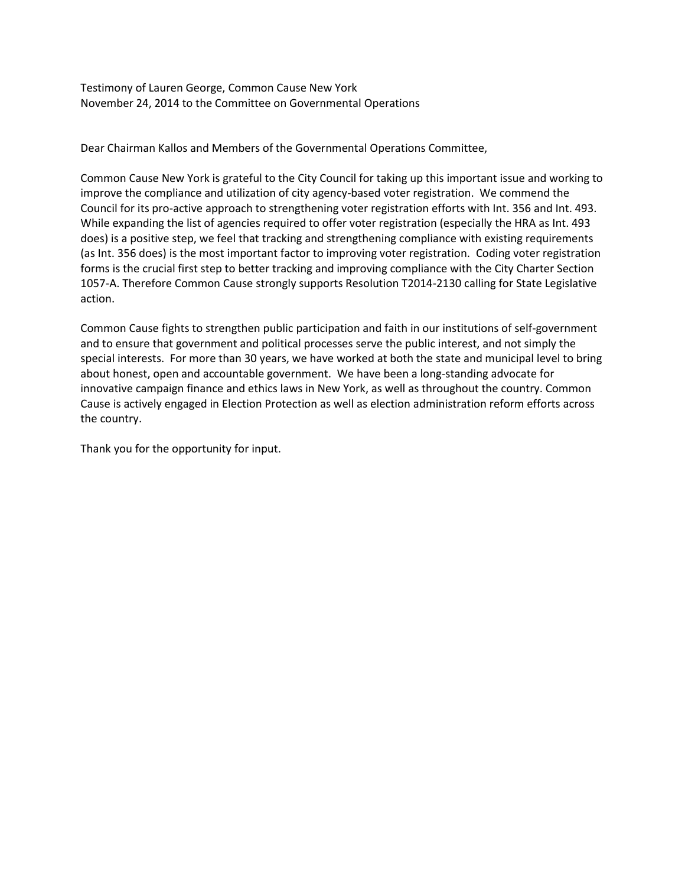Testimony of Lauren George, Common Cause New York
November 24, 2014 to the Committee on Governmental Operations

Dear Chairman Kallos and Members of the Governmental Operations Committee,

Common Cause New York is grateful to the City Council for taking up this important issue and working to improve the compliance and utilization of city agency-based voter registration. We commend the Council for its pro-active approach to strengthening voter registration efforts with Int. 356 and Int. 493. While expanding the list of agencies required to offer voter registration (especially the HRA as Int. 493 does) is a positive step, we feel that tracking and strengthening compliance with existing requirements (as Int. 356 does) is the most important factor to improving voter registration. Coding voter registration forms is the crucial first step to better tracking and improving compliance with the City Charter Section 1057-A. Therefore Common Cause strongly supports Resolution T2014-2130 calling for State Legislative action.

Common Cause fights to strengthen public participation and faith in our institutions of self-government and to ensure that government and political processes serve the public interest, and not simply the special interests. For more than 30 years, we have worked at both the state and municipal level to bring about honest, open and accountable government. We have been a long-standing advocate for innovative campaign finance and ethics laws in New York, as well as throughout the country. Common Cause is actively engaged in Election Protection as well as election administration reform efforts across the country.

Thank you for the opportunity for input.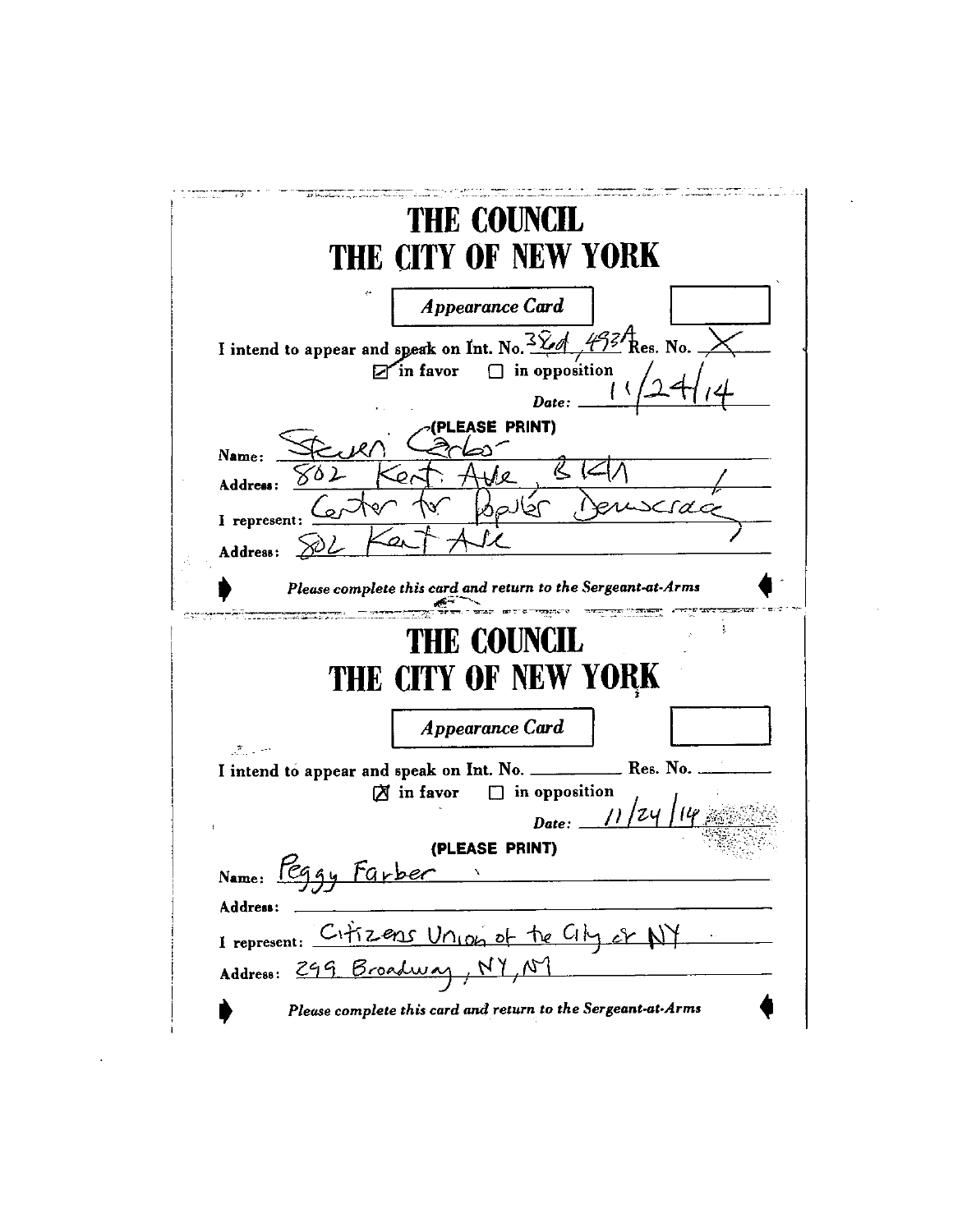# THE COUNCIL
# THE CITY OF NEW YORK

*Appearance Card*

I intend to appear and speak on Int. No. 382, 493A Res. No. X

☑ in favor ☐ in opposition

*Date:* 11/24/14

(PLEASE PRINT)

Name: Steven Carbo

Address: 802 Kent Ave, BKLN

I represent: Center for Popular Democracy

Address: 802 Kent Ave

*Please complete this card and return to the Sergeant-at-Arms*

---

# THE COUNCIL
# THE CITY OF NEW YORK

*Appearance Card*

I intend to appear and speak on Int. No. ________ Res. No. ________

☒ in favor ☐ in opposition

*Date:* 11/24/14

(PLEASE PRINT)

Name: Peggy Farber

Address: ________

I represent: Citizens Union of the City of NY

Address: 299 Broadway, NY, NY

*Please complete this card and return to the Sergeant-at-Arms*